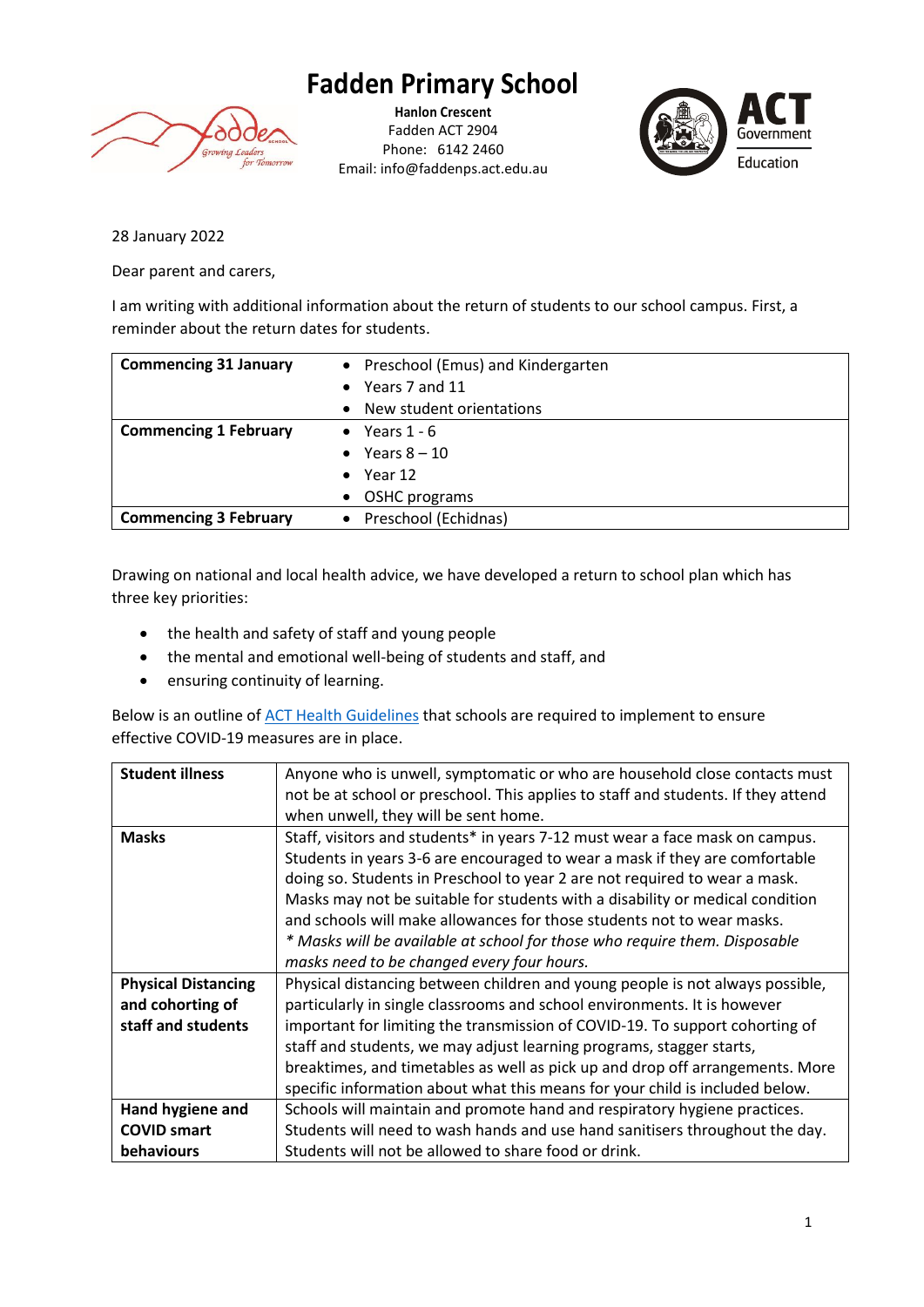# Fadden Primary School

**Hanlon Crescent**
Fadden ACT 2904
Phone: 6142 2460
Email: info@faddenps.act.edu.au

28 January 2022

Dear parent and carers,

I am writing with additional information about the return of students to our school campus. First, a reminder about the return dates for students.

| | |
|---|---|
| **Commencing 31 January** | • Preschool (Emus) and Kindergarten<br>• Years 7 and 11<br>• New student orientations |
| **Commencing 1 February** | • Years 1 - 6<br>• Years 8 – 10<br>• Year 12<br>• OSHC programs |
| **Commencing 3 February** | • Preschool (Echidnas) |

Drawing on national and local health advice, we have developed a return to school plan which has three key priorities:

- the health and safety of staff and young people
- the mental and emotional well-being of students and staff, and
- ensuring continuity of learning.

Below is an outline of ACT Health Guidelines that schools are required to implement to ensure effective COVID-19 measures are in place.

| | |
|---|---|
| **Student illness** | Anyone who is unwell, symptomatic or who are household close contacts must not be at school or preschool. This applies to staff and students. If they attend when unwell, they will be sent home. |
| **Masks** | Staff, visitors and students* in years 7-12 must wear a face mask on campus. Students in years 3-6 are encouraged to wear a mask if they are comfortable doing so. Students in Preschool to year 2 are not required to wear a mask. Masks may not be suitable for students with a disability or medical condition and schools will make allowances for those students not to wear masks.<br>*\* Masks will be available at school for those who require them. Disposable masks need to be changed every four hours.* |
| **Physical Distancing and cohorting of staff and students** | Physical distancing between children and young people is not always possible, particularly in single classrooms and school environments. It is however important for limiting the transmission of COVID-19. To support cohorting of staff and students, we may adjust learning programs, stagger starts, breaktimes, and timetables as well as pick up and drop off arrangements. More specific information about what this means for your child is included below. |
| **Hand hygiene and COVID smart behaviours** | Schools will maintain and promote hand and respiratory hygiene practices. Students will need to wash hands and use hand sanitisers throughout the day. Students will not be allowed to share food or drink. |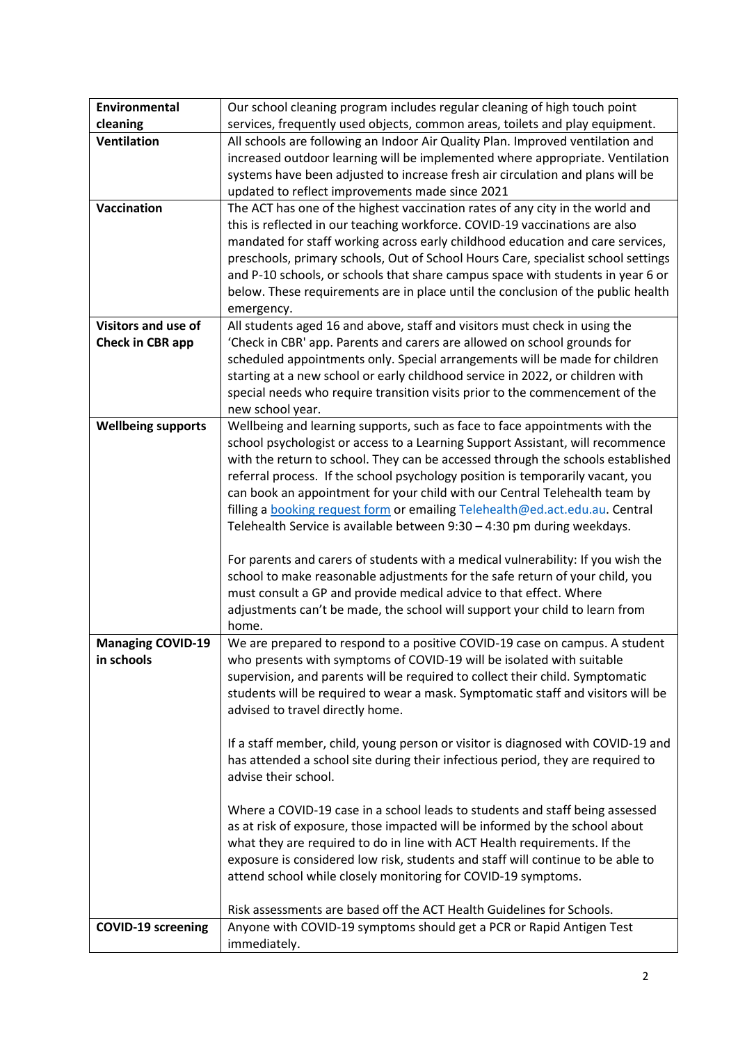| | |
|---|---|
| **Environmental cleaning** | Our school cleaning program includes regular cleaning of high touch point services, frequently used objects, common areas, toilets and play equipment. |
| **Ventilation** | All schools are following an Indoor Air Quality Plan. Improved ventilation and increased outdoor learning will be implemented where appropriate. Ventilation systems have been adjusted to increase fresh air circulation and plans will be updated to reflect improvements made since 2021 |
| **Vaccination** | The ACT has one of the highest vaccination rates of any city in the world and this is reflected in our teaching workforce. COVID-19 vaccinations are also mandated for staff working across early childhood education and care services, preschools, primary schools, Out of School Hours Care, specialist school settings and P-10 schools, or schools that share campus space with students in year 6 or below. These requirements are in place until the conclusion of the public health emergency. |
| **Visitors and use of Check in CBR app** | All students aged 16 and above, staff and visitors must check in using the 'Check in CBR' app. Parents and carers are allowed on school grounds for scheduled appointments only. Special arrangements will be made for children starting at a new school or early childhood service in 2022, or children with special needs who require transition visits prior to the commencement of the new school year. |
| **Wellbeing supports** | Wellbeing and learning supports, such as face to face appointments with the school psychologist or access to a Learning Support Assistant, will recommence with the return to school. They can be accessed through the schools established referral process. If the school psychology position is temporarily vacant, you can book an appointment for your child with our Central Telehealth team by filling a booking request form or emailing Telehealth@ed.act.edu.au. Central Telehealth Service is available between 9:30 – 4:30 pm during weekdays.<br><br>For parents and carers of students with a medical vulnerability: If you wish the school to make reasonable adjustments for the safe return of your child, you must consult a GP and provide medical advice to that effect. Where adjustments can't be made, the school will support your child to learn from home. |
| **Managing COVID-19 in schools** | We are prepared to respond to a positive COVID-19 case on campus. A student who presents with symptoms of COVID-19 will be isolated with suitable supervision, and parents will be required to collect their child. Symptomatic students will be required to wear a mask. Symptomatic staff and visitors will be advised to travel directly home.<br><br>If a staff member, child, young person or visitor is diagnosed with COVID-19 and has attended a school site during their infectious period, they are required to advise their school.<br><br>Where a COVID-19 case in a school leads to students and staff being assessed as at risk of exposure, those impacted will be informed by the school about what they are required to do in line with ACT Health requirements. If the exposure is considered low risk, students and staff will continue to be able to attend school while closely monitoring for COVID-19 symptoms.<br><br>Risk assessments are based off the ACT Health Guidelines for Schools. |
| **COVID-19 screening** | Anyone with COVID-19 symptoms should get a PCR or Rapid Antigen Test immediately. |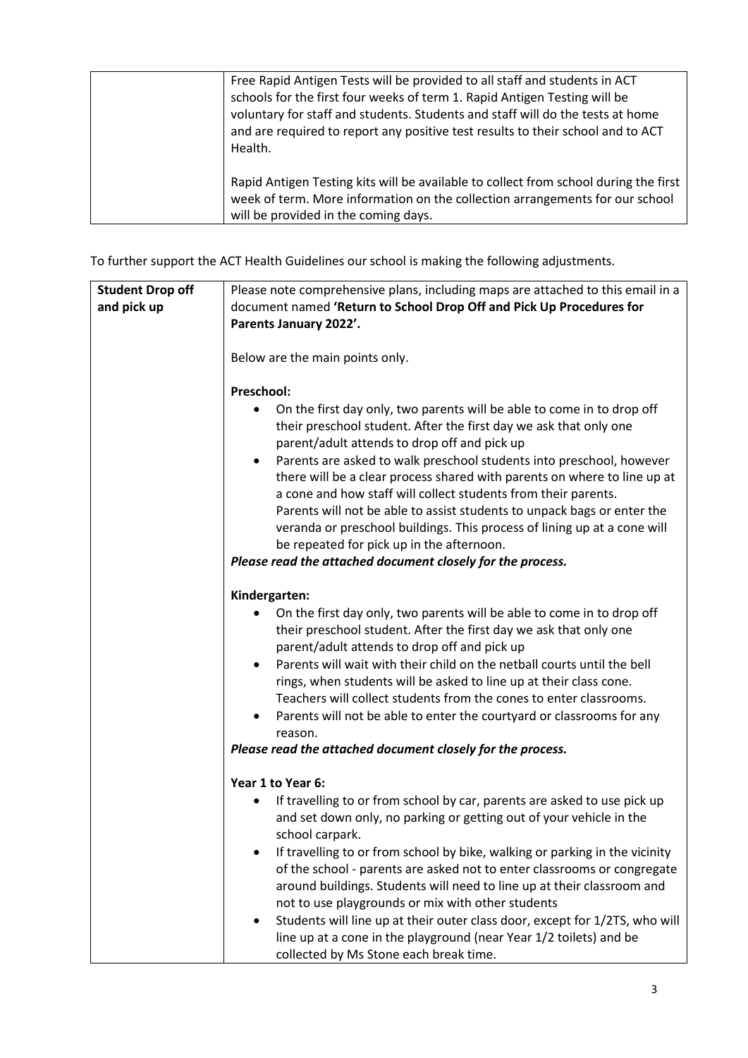| | |
|---|---|
| | Free Rapid Antigen Tests will be provided to all staff and students in ACT schools for the first four weeks of term 1. Rapid Antigen Testing will be voluntary for staff and students. Students and staff will do the tests at home and are required to report any positive test results to their school and to ACT Health.<br><br>Rapid Antigen Testing kits will be available to collect from school during the first week of term. More information on the collection arrangements for our school will be provided in the coming days. |

To further support the ACT Health Guidelines our school is making the following adjustments.

| | |
|---|---|
| **Student Drop off and pick up** | Please note comprehensive plans, including maps are attached to this email in a document named **'Return to School Drop Off and Pick Up Procedures for Parents January 2022'.**<br><br>Below are the main points only.<br><br>**Preschool:**<br>• On the first day only, two parents will be able to come in to drop off their preschool student. After the first day we ask that only one parent/adult attends to drop off and pick up<br>• Parents are asked to walk preschool students into preschool, however there will be a clear process shared with parents on where to line up at a cone and how staff will collect students from their parents. Parents will not be able to assist students to unpack bags or enter the veranda or preschool buildings. This process of lining up at a cone will be repeated for pick up in the afternoon.<br>***Please read the attached document closely for the process.***<br><br>**Kindergarten:**<br>• On the first day only, two parents will be able to come in to drop off their preschool student. After the first day we ask that only one parent/adult attends to drop off and pick up<br>• Parents will wait with their child on the netball courts until the bell rings, when students will be asked to line up at their class cone. Teachers will collect students from the cones to enter classrooms.<br>• Parents will not be able to enter the courtyard or classrooms for any reason.<br>***Please read the attached document closely for the process.***<br><br>**Year 1 to Year 6:**<br>• If travelling to or from school by car, parents are asked to use pick up and set down only, no parking or getting out of your vehicle in the school carpark.<br>• If travelling to or from school by bike, walking or parking in the vicinity of the school - parents are asked not to enter classrooms or congregate around buildings. Students will need to line up at their classroom and not to use playgrounds or mix with other students<br>• Students will line up at their outer class door, except for 1/2TS, who will line up at a cone in the playground (near Year 1/2 toilets) and be collected by Ms Stone each break time. |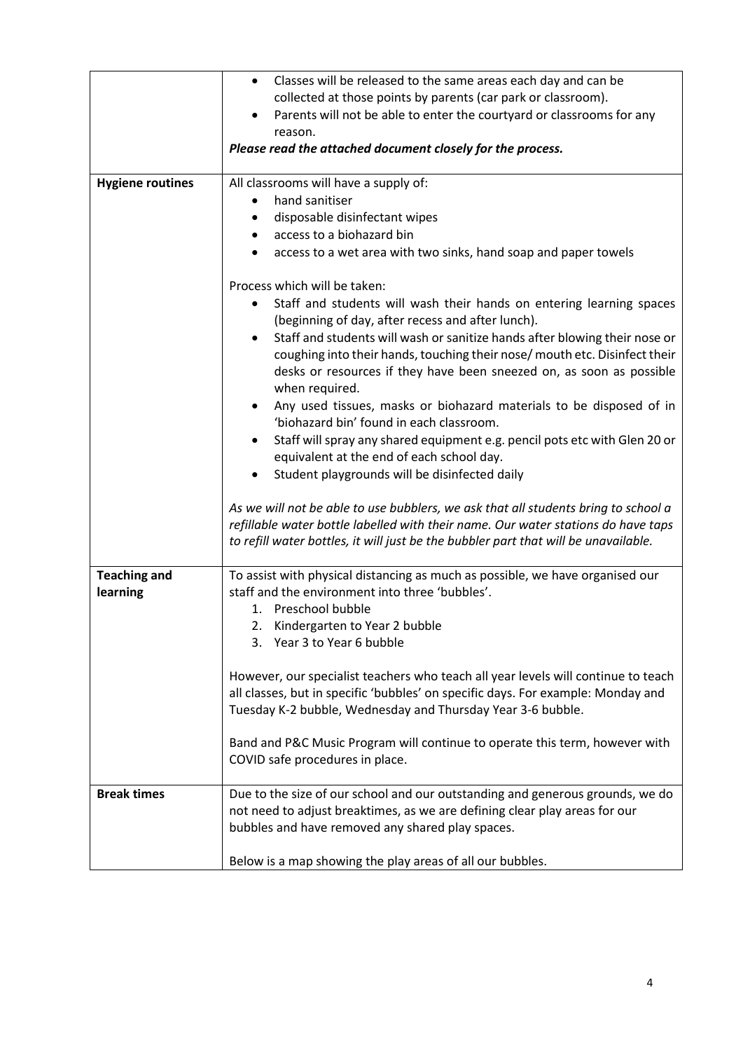| | |
|---|---|
| | • Classes will be released to the same areas each day and can be collected at those points by parents (car park or classroom).<br>• Parents will not be able to enter the courtyard or classrooms for any reason.<br>***Please read the attached document closely for the process.*** |
| **Hygiene routines** | All classrooms will have a supply of:<br>• hand sanitiser<br>• disposable disinfectant wipes<br>• access to a biohazard bin<br>• access to a wet area with two sinks, hand soap and paper towels<br><br>Process which will be taken:<br>• Staff and students will wash their hands on entering learning spaces (beginning of day, after recess and after lunch).<br>• Staff and students will wash or sanitize hands after blowing their nose or coughing into their hands, touching their nose/ mouth etc. Disinfect their desks or resources if they have been sneezed on, as soon as possible when required.<br>• Any used tissues, masks or biohazard materials to be disposed of in 'biohazard bin' found in each classroom.<br>• Staff will spray any shared equipment e.g. pencil pots etc with Glen 20 or equivalent at the end of each school day.<br>• Student playgrounds will be disinfected daily<br><br>*As we will not be able to use bubblers, we ask that all students bring to school a refillable water bottle labelled with their name. Our water stations do have taps to refill water bottles, it will just be the bubbler part that will be unavailable.* |
| **Teaching and learning** | To assist with physical distancing as much as possible, we have organised our staff and the environment into three 'bubbles'.<br>1. Preschool bubble<br>2. Kindergarten to Year 2 bubble<br>3. Year 3 to Year 6 bubble<br><br>However, our specialist teachers who teach all year levels will continue to teach all classes, but in specific 'bubbles' on specific days. For example: Monday and Tuesday K-2 bubble, Wednesday and Thursday Year 3-6 bubble.<br><br>Band and P&C Music Program will continue to operate this term, however with COVID safe procedures in place. |
| **Break times** | Due to the size of our school and our outstanding and generous grounds, we do not need to adjust breaktimes, as we are defining clear play areas for our bubbles and have removed any shared play spaces.<br><br>Below is a map showing the play areas of all our bubbles. |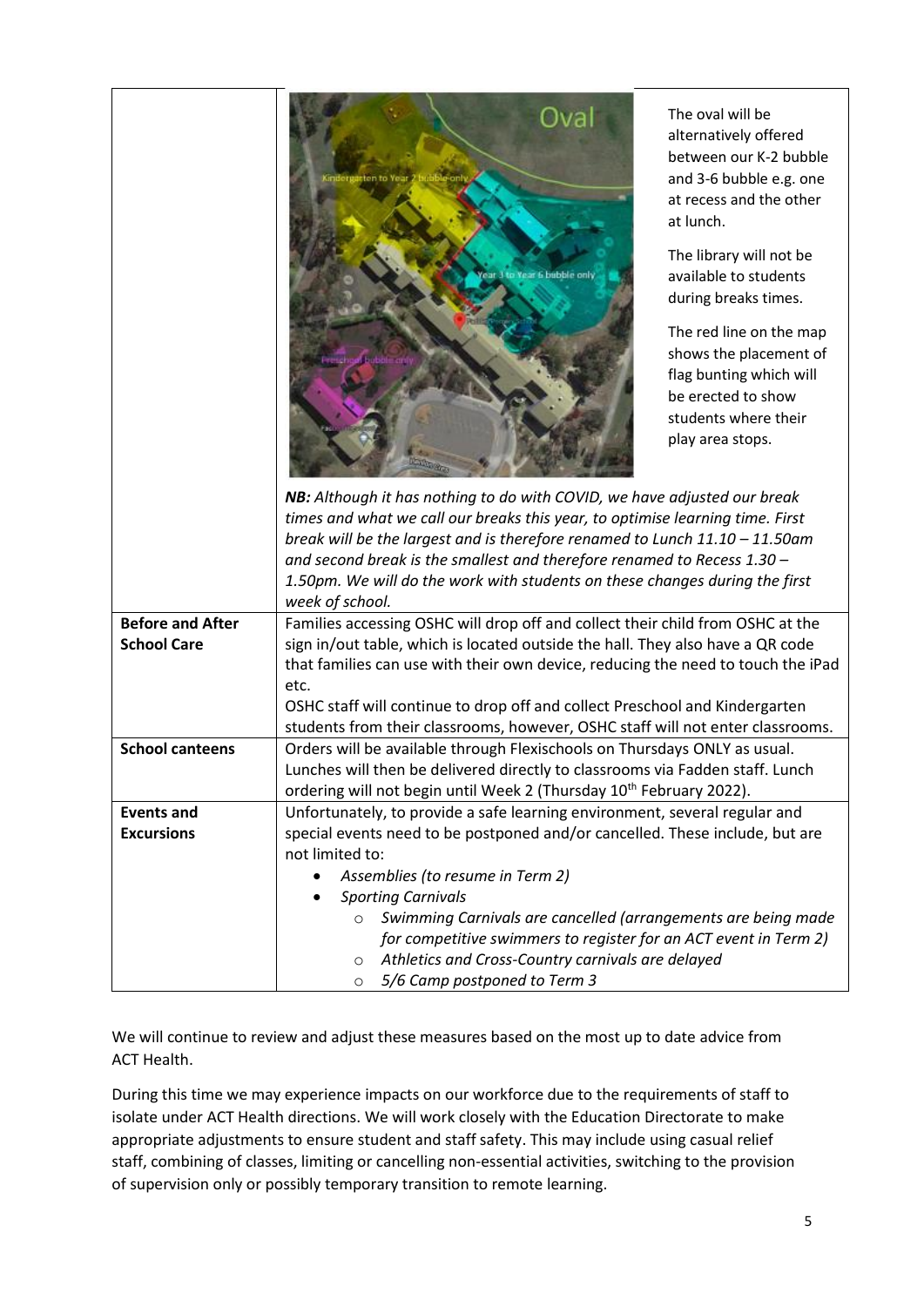| | |
|---|---|
| | The oval will be alternatively offered between our K-2 bubble and 3-6 bubble e.g. one at recess and the other at lunch.<br><br>The library will not be available to students during breaks times.<br><br>The red line on the map shows the placement of flag bunting which will be erected to show students where their play area stops.<br><br>***NB:** Although it has nothing to do with COVID, we have adjusted our break times and what we call our breaks this year, to optimise learning time. First break will be the largest and is therefore renamed to Lunch 11.10 – 11.50am and second break is the smallest and therefore renamed to Recess 1.30 – 1.50pm. We will do the work with students on these changes during the first week of school.* |
| **Before and After School Care** | Families accessing OSHC will drop off and collect their child from OSHC at the sign in/out table, which is located outside the hall. They also have a QR code that families can use with their own device, reducing the need to touch the iPad etc.<br>OSHC staff will continue to drop off and collect Preschool and Kindergarten students from their classrooms, however, OSHC staff will not enter classrooms. |
| **School canteens** | Orders will be available through Flexischools on Thursdays ONLY as usual. Lunches will then be delivered directly to classrooms via Fadden staff. Lunch ordering will not begin until Week 2 (Thursday 10th February 2022). |
| **Events and Excursions** | Unfortunately, to provide a safe learning environment, several regular and special events need to be postponed and/or cancelled. These include, but are not limited to:<br>• *Assemblies (to resume in Term 2)*<br>• *Sporting Carnivals*<br>&nbsp;&nbsp;&nbsp;&nbsp;○ *Swimming Carnivals are cancelled (arrangements are being made for competitive swimmers to register for an ACT event in Term 2)*<br>&nbsp;&nbsp;&nbsp;&nbsp;○ *Athletics and Cross-Country carnivals are delayed*<br>&nbsp;&nbsp;&nbsp;&nbsp;○ *5/6 Camp postponed to Term 3* |

We will continue to review and adjust these measures based on the most up to date advice from ACT Health.

During this time we may experience impacts on our workforce due to the requirements of staff to isolate under ACT Health directions. We will work closely with the Education Directorate to make appropriate adjustments to ensure student and staff safety. This may include using casual relief staff, combining of classes, limiting or cancelling non-essential activities, switching to the provision of supervision only or possibly temporary transition to remote learning.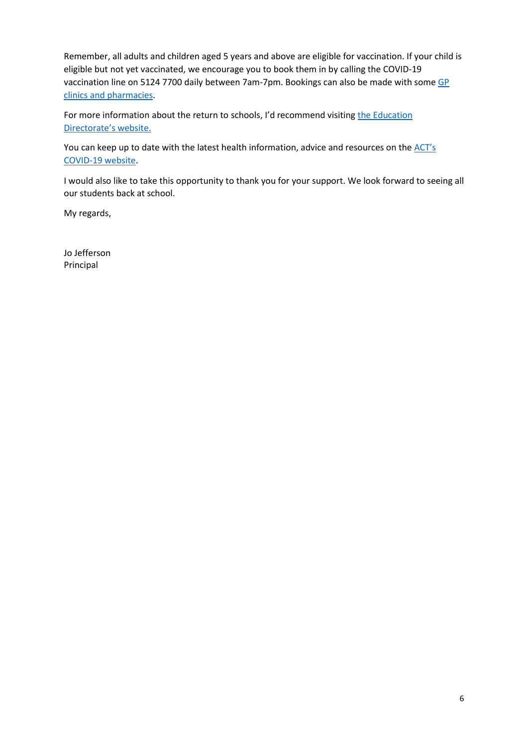Remember, all adults and children aged 5 years and above are eligible for vaccination. If your child is eligible but not yet vaccinated, we encourage you to book them in by calling the COVID-19 vaccination line on 5124 7700 daily between 7am-7pm. Bookings can also be made with some GP clinics and pharmacies.

For more information about the return to schools, I'd recommend visiting the Education Directorate's website.

You can keep up to date with the latest health information, advice and resources on the ACT's COVID-19 website.

I would also like to take this opportunity to thank you for your support. We look forward to seeing all our students back at school.

My regards,

Jo Jefferson
Principal